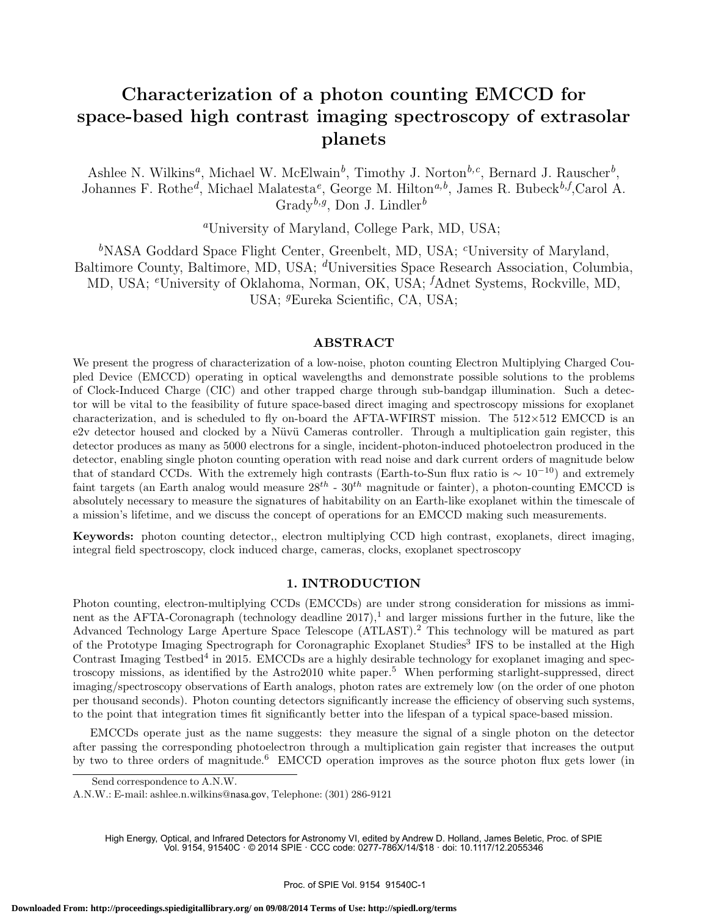# Characterization of a photon counting EMCCD for space-based high contrast imaging spectroscopy of extrasolar planets

Ashlee N. Wilkins[a], Michael W. McElwain[b], Timothy J. Norton[b,c], Bernard J. Rauscher[b], Johannes F. Rothe[d], Michael Malatesta[e], George M. Hilton[a,b], James R. Bubeck[b,f],Carol A. Grady[b,g], Don J. Lindler[b]

[a]University of Maryland, College Park, MD, USA;

[b]NASA Goddard Space Flight Center, Greenbelt, MD, USA; [c]University of Maryland, Baltimore County, Baltimore, MD, USA; [d]Universities Space Research Association, Columbia, MD, USA; [e]University of Oklahoma, Norman, OK, USA; [f]Adnet Systems, Rockville, MD, USA; [g]Eureka Scientific, CA, USA;

## ABSTRACT

We present the progress of characterization of a low-noise, photon counting Electron Multiplying Charged Coupled Device (EMCCD) operating in optical wavelengths and demonstrate possible solutions to the problems of Clock-Induced Charge (CIC) and other trapped charge through sub-bandgap illumination. Such a detector will be vital to the feasibility of future space-based direct imaging and spectroscopy missions for exoplanet characterization, and is scheduled to fly on-board the AFTA-WFIRST mission. The 512×512 EMCCD is an e2v detector housed and clocked by a Nüvü Cameras controller. Through a multiplication gain register, this detector produces as many as 5000 electrons for a single, incident-photon-induced photoelectron produced in the detector, enabling single photon counting operation with read noise and dark current orders of magnitude below that of standard CCDs. With the extremely high contrasts (Earth-to-Sun flux ratio is $\sim 10^{-10}$) and extremely faint targets (an Earth analog would measure $28^{th}$ - $30^{th}$ magnitude or fainter), a photon-counting EMCCD is absolutely necessary to measure the signatures of habitability on an Earth-like exoplanet within the timescale of a mission's lifetime, and we discuss the concept of operations for an EMCCD making such measurements.

**Keywords:** photon counting detector,, electron multiplying CCD high contrast, exoplanets, direct imaging, integral field spectroscopy, clock induced charge, cameras, clocks, exoplanet spectroscopy

## 1. INTRODUCTION

Photon counting, electron-multiplying CCDs (EMCCDs) are under strong consideration for missions as imminent as the AFTA-Coronagraph (technology deadline 2017),[1] and larger missions further in the future, like the Advanced Technology Large Aperture Space Telescope (ATLAST).[2] This technology will be matured as part of the Prototype Imaging Spectrograph for Coronagraphic Exoplanet Studies[3] IFS to be installed at the High Contrast Imaging Testbed[4] in 2015. EMCCDs are a highly desirable technology for exoplanet imaging and spectroscopy missions, as identified by the Astro2010 white paper.[5] When performing starlight-suppressed, direct imaging/spectroscopy observations of Earth analogs, photon rates are extremely low (on the order of one photon per thousand seconds). Photon counting detectors significantly increase the efficiency of observing such systems, to the point that integration times fit significantly better into the lifespan of a typical space-based mission.

EMCCDs operate just as the name suggests: they measure the signal of a single photon on the detector after passing the corresponding photoelectron through a multiplication gain register that increases the output by two to three orders of magnitude.[6] EMCCD operation improves as the source photon flux gets lower (in

Send correspondence to A.N.W.

A.N.W.: E-mail: ashlee.n.wilkins@nasa.gov, Telephone: (301) 286-9121

High Energy, Optical, and Infrared Detectors for Astronomy VI, edited by Andrew D. Holland, James Beletic, Proc. of SPIE Vol. 9154, 91540C · © 2014 SPIE · CCC code: 0277-786X/14/$18 · doi: 10.1117/12.2055346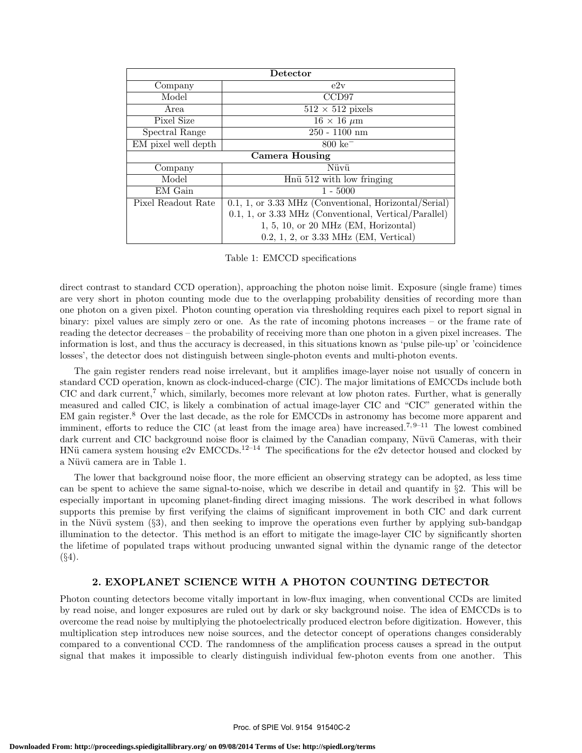| Detector | |
|---|---|
| Company | e2v |
| Model | CCD97 |
| Area | 512 × 512 pixels |
| Pixel Size | 16 × 16 $\mu$m |
| Spectral Range | 250 - 1100 nm |
| EM pixel well depth | 800 ke$^-$ |
| **Camera Housing** | |
| Company | Nüvü |
| Model | Hnü 512 with low fringing |
| EM Gain | 1 - 5000 |
| Pixel Readout Rate | 0.1, 1, or 3.33 MHz (Conventional, Horizontal/Serial)<br>0.1, 1, or 3.33 MHz (Conventional, Vertical/Parallel)<br>1, 5, 10, or 20 MHz (EM, Horizontal)<br>0.2, 1, 2, or 3.33 MHz (EM, Vertical) |

Table 1: EMCCD specifications

direct contrast to standard CCD operation), approaching the photon noise limit. Exposure (single frame) times are very short in photon counting mode due to the overlapping probability densities of recording more than one photon on a given pixel. Photon counting operation via thresholding requires each pixel to report signal in binary: pixel values are simply zero or one. As the rate of incoming photons increases – or the frame rate of reading the detector decreases – the probability of receiving more than one photon in a given pixel increases. The information is lost, and thus the accuracy is decreased, in this situations known as 'pulse pile-up' or 'coincidence losses', the detector does not distinguish between single-photon events and multi-photon events.

The gain register renders read noise irrelevant, but it amplifies image-layer noise not usually of concern in standard CCD operation, known as clock-induced-charge (CIC). The major limitations of EMCCDs include both CIC and dark current,[7] which, similarly, becomes more relevant at low photon rates. Further, what is generally measured and called CIC, is likely a combination of actual image-layer CIC and "CIC" generated within the EM gain register.[8] Over the last decade, as the role for EMCCDs in astronomy has become more apparent and imminent, efforts to reduce the CIC (at least from the image area) have increased.[7,9–11] The lowest combined dark current and CIC background noise floor is claimed by the Canadian company, Nüvü Cameras, with their HNü camera system housing e2v EMCCDs.[12–14] The specifications for the e2v detector housed and clocked by a Nüvü camera are in Table 1.

The lower that background noise floor, the more efficient an observing strategy can be adopted, as less time can be spent to achieve the same signal-to-noise, which we describe in detail and quantify in §2. This will be especially important in upcoming planet-finding direct imaging missions. The work described in what follows supports this premise by first verifying the claims of significant improvement in both CIC and dark current in the Nüvü system (§3), and then seeking to improve the operations even further by applying sub-bandgap illumination to the detector. This method is an effort to mitigate the image-layer CIC by significantly shorten the lifetime of populated traps without producing unwanted signal within the dynamic range of the detector (§4).

## 2. EXOPLANET SCIENCE WITH A PHOTON COUNTING DETECTOR

Photon counting detectors become vitally important in low-flux imaging, when conventional CCDs are limited by read noise, and longer exposures are ruled out by dark or sky background noise. The idea of EMCCDs is to overcome the read noise by multiplying the photoelectrically produced electron before digitization. However, this multiplication step introduces new noise sources, and the detector concept of operations changes considerably compared to a conventional CCD. The randomness of the amplification process causes a spread in the output signal that makes it impossible to clearly distinguish individual few-photon events from one another. This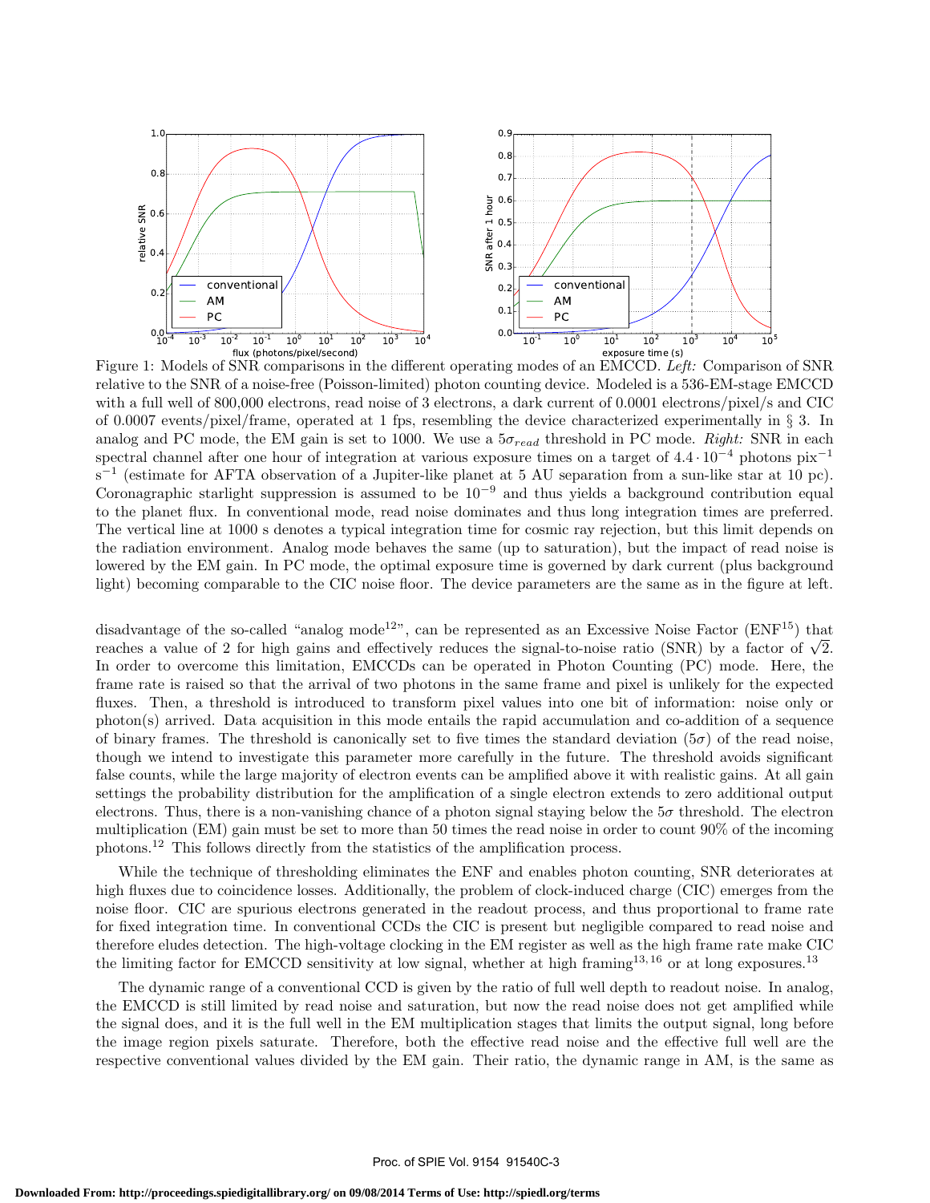Figure 1: Models of SNR comparisons in the different operating modes of an EMCCD. *Left:* Comparison of SNR relative to the SNR of a noise-free (Poisson-limited) photon counting device. Modeled is a 536-EM-stage EMCCD with a full well of 800,000 electrons, read noise of 3 electrons, a dark current of 0.0001 electrons/pixel/s and CIC of 0.0007 events/pixel/frame, operated at 1 fps, resembling the device characterized experimentally in § 3. In analog and PC mode, the EM gain is set to 1000. We use a $5\sigma_{read}$ threshold in PC mode. *Right:* SNR in each spectral channel after one hour of integration at various exposure times on a target of $4.4 \cdot 10^{-4}$ photons pix$^{-1}$ s$^{-1}$ (estimate for AFTA observation of a Jupiter-like planet at 5 AU separation from a sun-like star at 10 pc). Coronagraphic starlight suppression is assumed to be $10^{-9}$ and thus yields a background contribution equal to the planet flux. In conventional mode, read noise dominates and thus long integration times are preferred. The vertical line at 1000 s denotes a typical integration time for cosmic ray rejection, but this limit depends on the radiation environment. Analog mode behaves the same (up to saturation), but the impact of read noise is lowered by the EM gain. In PC mode, the optimal exposure time is governed by dark current (plus background light) becoming comparable to the CIC noise floor. The device parameters are the same as in the figure at left.

disadvantage of the so-called "analog mode[12]", can be represented as an Excessive Noise Factor (ENF[15]) that reaches a value of 2 for high gains and effectively reduces the signal-to-noise ratio (SNR) by a factor of $\sqrt{2}$. In order to overcome this limitation, EMCCDs can be operated in Photon Counting (PC) mode. Here, the frame rate is raised so that the arrival of two photons in the same frame and pixel is unlikely for the expected fluxes. Then, a threshold is introduced to transform pixel values into one bit of information: noise only or photon(s) arrived. Data acquisition in this mode entails the rapid accumulation and co-addition of a sequence of binary frames. The threshold is canonically set to five times the standard deviation ($5\sigma$) of the read noise, though we intend to investigate this parameter more carefully in the future. The threshold avoids significant false counts, while the large majority of electron events can be amplified above it with realistic gains. At all gain settings the probability distribution for the amplification of a single electron extends to zero additional output electrons. Thus, there is a non-vanishing chance of a photon signal staying below the $5\sigma$ threshold. The electron multiplication (EM) gain must be set to more than 50 times the read noise in order to count 90% of the incoming photons.[12] This follows directly from the statistics of the amplification process.

While the technique of thresholding eliminates the ENF and enables photon counting, SNR deteriorates at high fluxes due to coincidence losses. Additionally, the problem of clock-induced charge (CIC) emerges from the noise floor. CIC are spurious electrons generated in the readout process, and thus proportional to frame rate for fixed integration time. In conventional CCDs the CIC is present but negligible compared to read noise and therefore eludes detection. The high-voltage clocking in the EM register as well as the high frame rate make CIC the limiting factor for EMCCD sensitivity at low signal, whether at high framing[13,16] or at long exposures.[13]

The dynamic range of a conventional CCD is given by the ratio of full well depth to readout noise. In analog, the EMCCD is still limited by read noise and saturation, but now the read noise does not get amplified while the signal does, and it is the full well in the EM multiplication stages that limits the output signal, long before the image region pixels saturate. Therefore, both the effective read noise and the effective full well are the respective conventional values divided by the EM gain. Their ratio, the dynamic range in AM, is the same as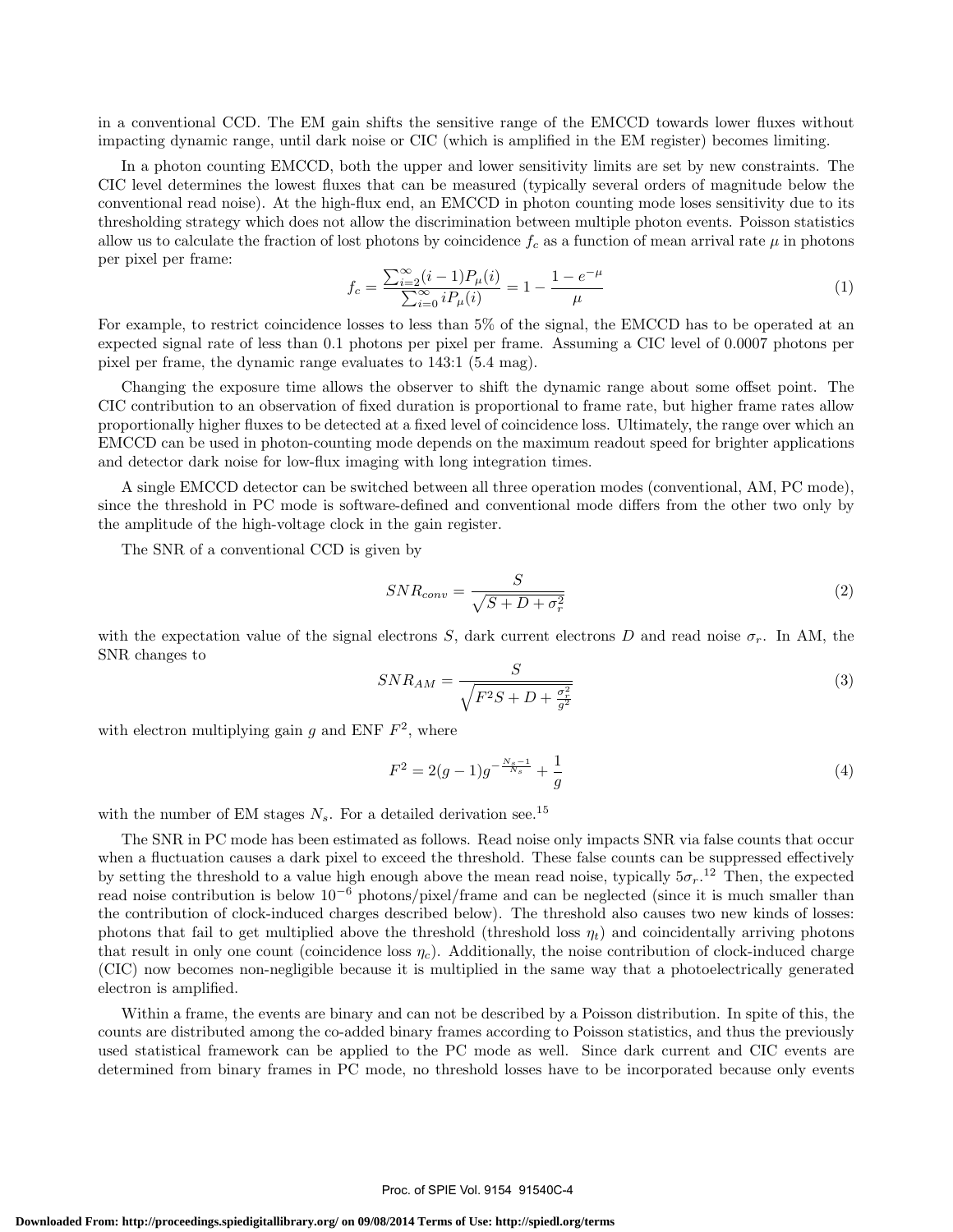in a conventional CCD. The EM gain shifts the sensitive range of the EMCCD towards lower fluxes without impacting dynamic range, until dark noise or CIC (which is amplified in the EM register) becomes limiting.

In a photon counting EMCCD, both the upper and lower sensitivity limits are set by new constraints. The CIC level determines the lowest fluxes that can be measured (typically several orders of magnitude below the conventional read noise). At the high-flux end, an EMCCD in photon counting mode loses sensitivity due to its thresholding strategy which does not allow the discrimination between multiple photon events. Poisson statistics allow us to calculate the fraction of lost photons by coincidence $f_c$ as a function of mean arrival rate $\mu$ in photons per pixel per frame:

$$f_c = \frac{\sum_{i=2}^{\infty}(i-1)P_\mu(i)}{\sum_{i=0}^{\infty} iP_\mu(i)} = 1 - \frac{1-e^{-\mu}}{\mu} \tag{1}$$

For example, to restrict coincidence losses to less than 5% of the signal, the EMCCD has to be operated at an expected signal rate of less than 0.1 photons per pixel per frame. Assuming a CIC level of 0.0007 photons per pixel per frame, the dynamic range evaluates to 143:1 (5.4 mag).

Changing the exposure time allows the observer to shift the dynamic range about some offset point. The CIC contribution to an observation of fixed duration is proportional to frame rate, but higher frame rates allow proportionally higher fluxes to be detected at a fixed level of coincidence loss. Ultimately, the range over which an EMCCD can be used in photon-counting mode depends on the maximum readout speed for brighter applications and detector dark noise for low-flux imaging with long integration times.

A single EMCCD detector can be switched between all three operation modes (conventional, AM, PC mode), since the threshold in PC mode is software-defined and conventional mode differs from the other two only by the amplitude of the high-voltage clock in the gain register.

The SNR of a conventional CCD is given by

$$SNR_{conv} = \frac{S}{\sqrt{S + D + \sigma_r^2}} \tag{2}$$

with the expectation value of the signal electrons $S$, dark current electrons $D$ and read noise $\sigma_r$. In AM, the SNR changes to

$$SNR_{AM} = \frac{S}{\sqrt{F^2 S + D + \frac{\sigma_r^2}{g^2}}} \tag{3}$$

with electron multiplying gain $g$ and ENF $F^2$, where

$$F^2 = 2(g-1)g^{-\frac{N_s-1}{N_s}} + \frac{1}{g} \tag{4}$$

with the number of EM stages $N_s$. For a detailed derivation see.[15]

The SNR in PC mode has been estimated as follows. Read noise only impacts SNR via false counts that occur when a fluctuation causes a dark pixel to exceed the threshold. These false counts can be suppressed effectively by setting the threshold to a value high enough above the mean read noise, typically $5\sigma_r$.[12] Then, the expected read noise contribution is below $10^{-6}$ photons/pixel/frame and can be neglected (since it is much smaller than the contribution of clock-induced charges described below). The threshold also causes two new kinds of losses: photons that fail to get multiplied above the threshold (threshold loss $\eta_t$) and coincidentally arriving photons that result in only one count (coincidence loss $\eta_c$). Additionally, the noise contribution of clock-induced charge (CIC) now becomes non-negligible because it is multiplied in the same way that a photoelectrically generated electron is amplified.

Within a frame, the events are binary and can not be described by a Poisson distribution. In spite of this, the counts are distributed among the co-added binary frames according to Poisson statistics, and thus the previously used statistical framework can be applied to the PC mode as well. Since dark current and CIC events are determined from binary frames in PC mode, no threshold losses have to be incorporated because only events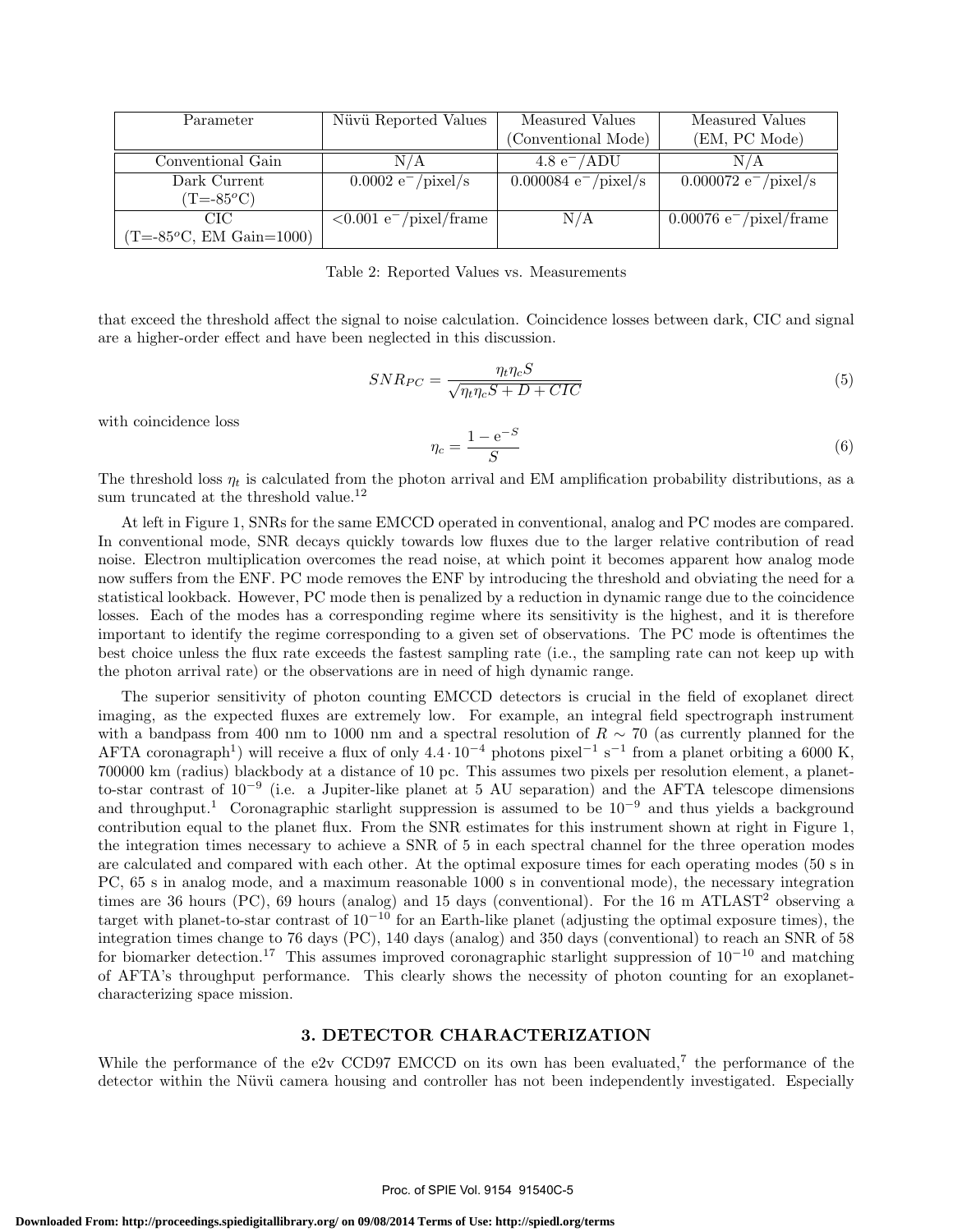| Parameter | Nüvü Reported Values | Measured Values (Conventional Mode) | Measured Values (EM, PC Mode) |
|---|---|---|---|
| Conventional Gain | N/A | 4.8 $e^-$/ADU | N/A |
| Dark Current ($T=-85^oC$) | 0.0002 $e^-$/pixel/s | 0.000084 $e^-$/pixel/s | 0.000072 $e^-$/pixel/s |
| CIC ($T=-85^oC$, EM Gain=1000) | <0.001 $e^-$/pixel/frame | N/A | 0.00076 $e^-$/pixel/frame |

Table 2: Reported Values vs. Measurements

that exceed the threshold affect the signal to noise calculation. Coincidence losses between dark, CIC and signal are a higher-order effect and have been neglected in this discussion.

$$SNR_{PC} = \frac{\eta_t \eta_c S}{\sqrt{\eta_t \eta_c S + D + CIC}} \tag{5}$$

with coincidence loss

$$\eta_c = \frac{1 - e^{-S}}{S} \tag{6}$$

The threshold loss $\eta_t$ is calculated from the photon arrival and EM amplification probability distributions, as a sum truncated at the threshold value.[12]

At left in Figure 1, SNRs for the same EMCCD operated in conventional, analog and PC modes are compared. In conventional mode, SNR decays quickly towards low fluxes due to the larger relative contribution of read noise. Electron multiplication overcomes the read noise, at which point it becomes apparent how analog mode now suffers from the ENF. PC mode removes the ENF by introducing the threshold and obviating the need for a statistical lookback. However, PC mode then is penalized by a reduction in dynamic range due to the coincidence losses. Each of the modes has a corresponding regime where its sensitivity is the highest, and it is therefore important to identify the regime corresponding to a given set of observations. The PC mode is oftentimes the best choice unless the flux rate exceeds the fastest sampling rate (i.e., the sampling rate can not keep up with the photon arrival rate) or the observations are in need of high dynamic range.

The superior sensitivity of photon counting EMCCD detectors is crucial in the field of exoplanet direct imaging, as the expected fluxes are extremely low. For example, an integral field spectrograph instrument with a bandpass from 400 nm to 1000 nm and a spectral resolution of $R \sim 70$ (as currently planned for the AFTA coronagraph[1]) will receive a flux of only $4.4 \cdot 10^{-4}$ photons pixel$^{-1}$ s$^{-1}$ from a planet orbiting a 6000 K, 700000 km (radius) blackbody at a distance of 10 pc. This assumes two pixels per resolution element, a planet-to-star contrast of $10^{-9}$ (i.e. a Jupiter-like planet at 5 AU separation) and the AFTA telescope dimensions and throughput.[1] Coronagraphic starlight suppression is assumed to be $10^{-9}$ and thus yields a background contribution equal to the planet flux. From the SNR estimates for this instrument shown at right in Figure 1, the integration times necessary to achieve a SNR of 5 in each spectral channel for the three operation modes are calculated and compared with each other. At the optimal exposure times for each operating modes (50 s in PC, 65 s in analog mode, and a maximum reasonable 1000 s in conventional mode), the necessary integration times are 36 hours (PC), 69 hours (analog) and 15 days (conventional). For the 16 m ATLAST[2] observing a target with planet-to-star contrast of $10^{-10}$ for an Earth-like planet (adjusting the optimal exposure times), the integration times change to 76 days (PC), 140 days (analog) and 350 days (conventional) to reach an SNR of 58 for biomarker detection.[17] This assumes improved coronagraphic starlight suppression of $10^{-10}$ and matching of AFTA's throughput performance. This clearly shows the necessity of photon counting for an exoplanet-characterizing space mission.

## 3. DETECTOR CHARACTERIZATION

While the performance of the e2v CCD97 EMCCD on its own has been evaluated,[7] the performance of the detector within the Nüvü camera housing and controller has not been independently investigated. Especially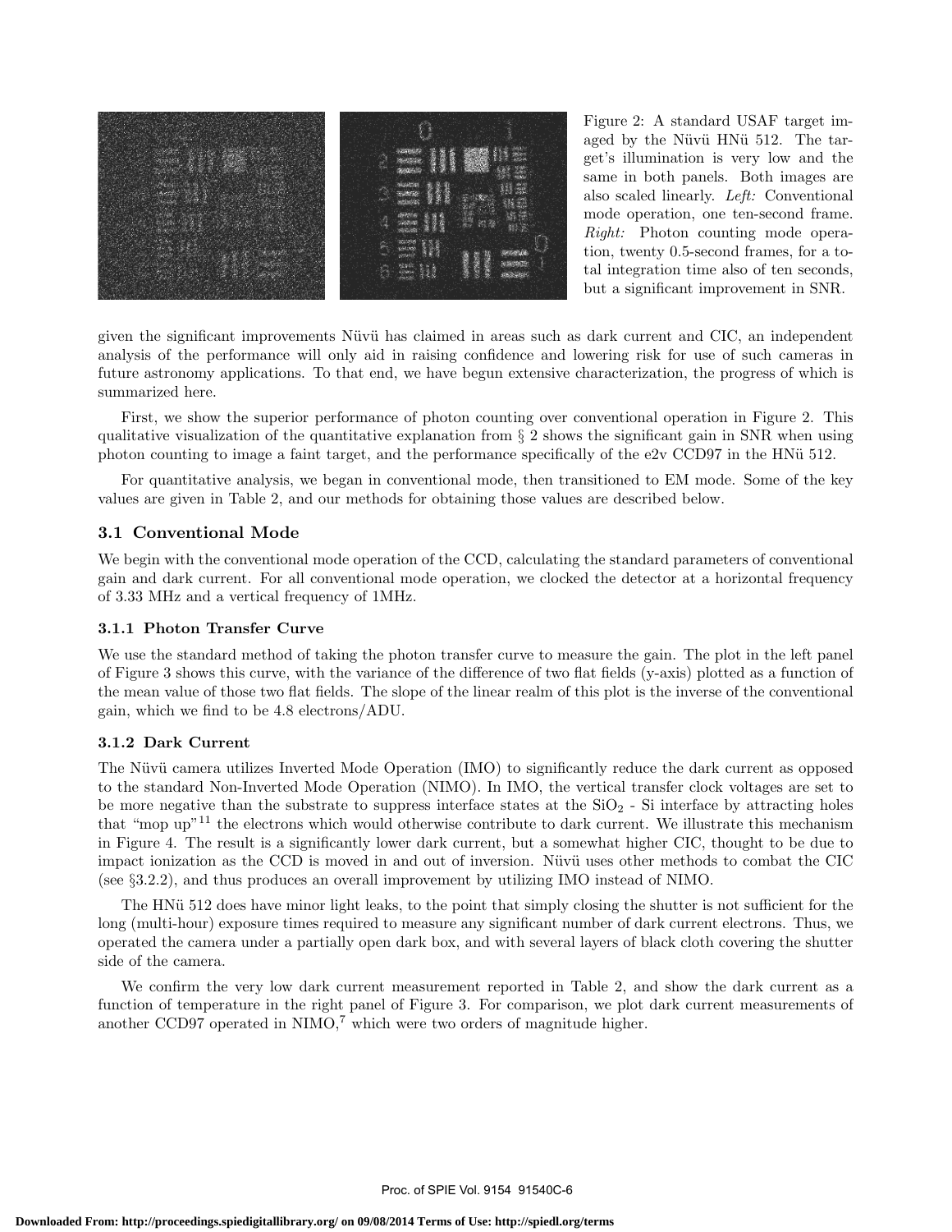Figure 2: A standard USAF target imaged by the Nüvü HNü 512. The target's illumination is very low and the same in both panels. Both images are also scaled linearly. *Left:* Conventional mode operation, one ten-second frame. *Right:* Photon counting mode operation, twenty 0.5-second frames, for a total integration time also of ten seconds, but a significant improvement in SNR.

given the significant improvements Nüvü has claimed in areas such as dark current and CIC, an independent analysis of the performance will only aid in raising confidence and lowering risk for use of such cameras in future astronomy applications. To that end, we have begun extensive characterization, the progress of which is summarized here.

First, we show the superior performance of photon counting over conventional operation in Figure 2. This qualitative visualization of the quantitative explanation from § 2 shows the significant gain in SNR when using photon counting to image a faint target, and the performance specifically of the e2v CCD97 in the HNü 512.

For quantitative analysis, we began in conventional mode, then transitioned to EM mode. Some of the key values are given in Table 2, and our methods for obtaining those values are described below.

### 3.1 Conventional Mode

We begin with the conventional mode operation of the CCD, calculating the standard parameters of conventional gain and dark current. For all conventional mode operation, we clocked the detector at a horizontal frequency of 3.33 MHz and a vertical frequency of 1MHz.

#### 3.1.1 Photon Transfer Curve

We use the standard method of taking the photon transfer curve to measure the gain. The plot in the left panel of Figure 3 shows this curve, with the variance of the difference of two flat fields (y-axis) plotted as a function of the mean value of those two flat fields. The slope of the linear realm of this plot is the inverse of the conventional gain, which we find to be 4.8 electrons/ADU.

#### 3.1.2 Dark Current

The Nüvü camera utilizes Inverted Mode Operation (IMO) to significantly reduce the dark current as opposed to the standard Non-Inverted Mode Operation (NIMO). In IMO, the vertical transfer clock voltages are set to be more negative than the substrate to suppress interface states at the $SiO_2$ - Si interface by attracting holes that "mop up"[11] the electrons which would otherwise contribute to dark current. We illustrate this mechanism in Figure 4. The result is a significantly lower dark current, but a somewhat higher CIC, thought to be due to impact ionization as the CCD is moved in and out of inversion. Nüvü uses other methods to combat the CIC (see §3.2.2), and thus produces an overall improvement by utilizing IMO instead of NIMO.

The HNü 512 does have minor light leaks, to the point that simply closing the shutter is not sufficient for the long (multi-hour) exposure times required to measure any significant number of dark current electrons. Thus, we operated the camera under a partially open dark box, and with several layers of black cloth covering the shutter side of the camera.

We confirm the very low dark current measurement reported in Table 2, and show the dark current as a function of temperature in the right panel of Figure 3. For comparison, we plot dark current measurements of another CCD97 operated in NIMO,[7] which were two orders of magnitude higher.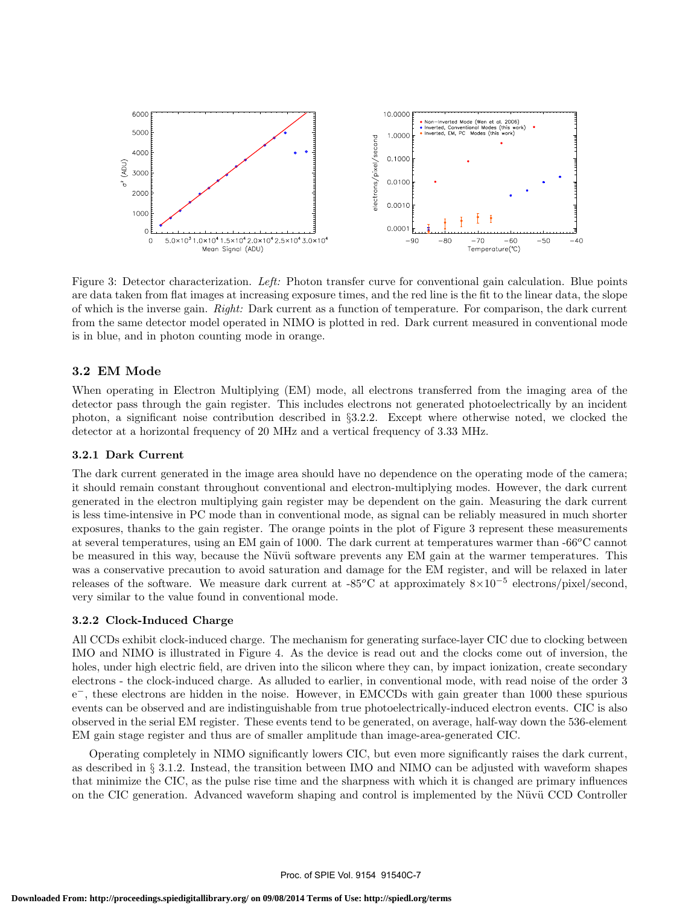Figure 3: Detector characterization. *Left:* Photon transfer curve for conventional gain calculation. Blue points are data taken from flat images at increasing exposure times, and the red line is the fit to the linear data, the slope of which is the inverse gain. *Right:* Dark current as a function of temperature. For comparison, the dark current from the same detector model operated in NIMO is plotted in red. Dark current measured in conventional mode is in blue, and in photon counting mode in orange.

## 3.2 EM Mode

When operating in Electron Multiplying (EM) mode, all electrons transferred from the imaging area of the detector pass through the gain register. This includes electrons not generated photoelectrically by an incident photon, a significant noise contribution described in §3.2.2. Except where otherwise noted, we clocked the detector at a horizontal frequency of 20 MHz and a vertical frequency of 3.33 MHz.

### 3.2.1 Dark Current

The dark current generated in the image area should have no dependence on the operating mode of the camera; it should remain constant throughout conventional and electron-multiplying modes. However, the dark current generated in the electron multiplying gain register may be dependent on the gain. Measuring the dark current is less time-intensive in PC mode than in conventional mode, as signal can be reliably measured in much shorter exposures, thanks to the gain register. The orange points in the plot of Figure 3 represent these measurements at several temperatures, using an EM gain of 1000. The dark current at temperatures warmer than -66$^o$C cannot be measured in this way, because the Nüvü software prevents any EM gain at the warmer temperatures. This was a conservative precaution to avoid saturation and damage for the EM register, and will be relaxed in later releases of the software. We measure dark current at -85$^o$C at approximately $8\times10^{-5}$ electrons/pixel/second, very similar to the value found in conventional mode.

### 3.2.2 Clock-Induced Charge

All CCDs exhibit clock-induced charge. The mechanism for generating surface-layer CIC due to clocking between IMO and NIMO is illustrated in Figure 4. As the device is read out and the clocks come out of inversion, the holes, under high electric field, are driven into the silicon where they can, by impact ionization, create secondary electrons - the clock-induced charge. As alluded to earlier, in conventional mode, with read noise of the order 3 $e^-$, these electrons are hidden in the noise. However, in EMCCDs with gain greater than 1000 these spurious events can be observed and are indistinguishable from true photoelectrically-induced electron events. CIC is also observed in the serial EM register. These events tend to be generated, on average, half-way down the 536-element EM gain stage register and thus are of smaller amplitude than image-area-generated CIC.

Operating completely in NIMO significantly lowers CIC, but even more significantly raises the dark current, as described in § 3.1.2. Instead, the transition between IMO and NIMO can be adjusted with waveform shapes that minimize the CIC, as the pulse rise time and the sharpness with which it is changed are primary influences on the CIC generation. Advanced waveform shaping and control is implemented by the Nüvü CCD Controller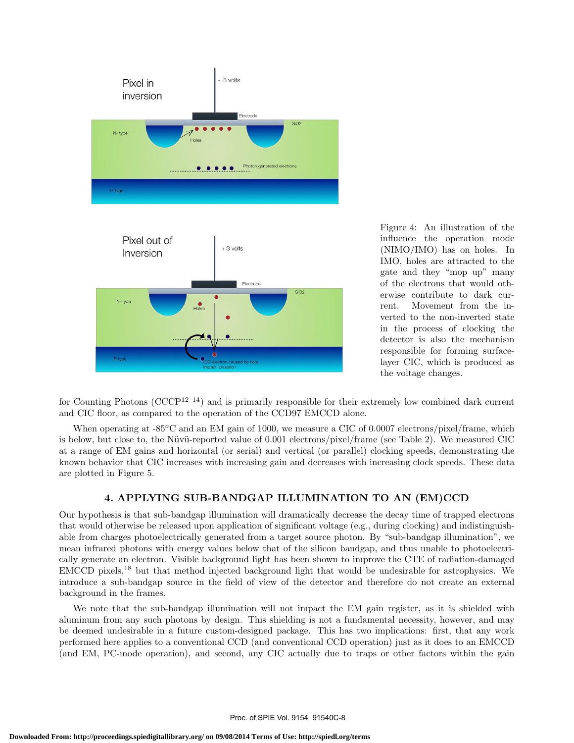Figure 4: An illustration of the influence the operation mode (NIMO/IMO) has on holes. In IMO, holes are attracted to the gate and they "mop up" many of the electrons that would otherwise contribute to dark current. Movement from the inverted to the non-inverted state in the process of clocking the detector is also the mechanism responsible for forming surface-layer CIC, which is produced as the voltage changes.

for Counting Photons (CCCP[12–14]) and is primarily responsible for their extremely low combined dark current and CIC floor, as compared to the operation of the CCD97 EMCCD alone.

When operating at -85$^o$C and an EM gain of 1000, we measure a CIC of 0.0007 electrons/pixel/frame, which is below, but close to, the Nüvü-reported value of 0.001 electrons/pixel/frame (see Table 2). We measured CIC at a range of EM gains and horizontal (or serial) and vertical (or parallel) clocking speeds, demonstrating the known behavior that CIC increases with increasing gain and decreases with increasing clock speeds. These data are plotted in Figure 5.

## 4. APPLYING SUB-BANDGAP ILLUMINATION TO AN (EM)CCD

Our hypothesis is that sub-bandgap illumination will dramatically decrease the decay time of trapped electrons that would otherwise be released upon application of significant voltage (e.g., during clocking) and indistinguishable from charges photoelectrically generated from a target source photon. By "sub-bandgap illumination", we mean infrared photons with energy values below that of the silicon bandgap, and thus unable to photoelectrically generate an electron. Visible background light has been shown to improve the CTE of radiation-damaged EMCCD pixels,[18] but that method injected background light that would be undesirable for astrophysics. We introduce a sub-bandgap source in the field of view of the detector and therefore do not create an external background in the frames.

We note that the sub-bandgap illumination will not impact the EM gain register, as it is shielded with aluminum from any such photons by design. This shielding is not a fundamental necessity, however, and may be deemed undesirable in a future custom-designed package. This has two implications: first, that any work performed here applies to a conventional CCD (and conventional CCD operation) just as it does to an EMCCD (and EM, PC-mode operation), and second, any CIC actually due to traps or other factors within the gain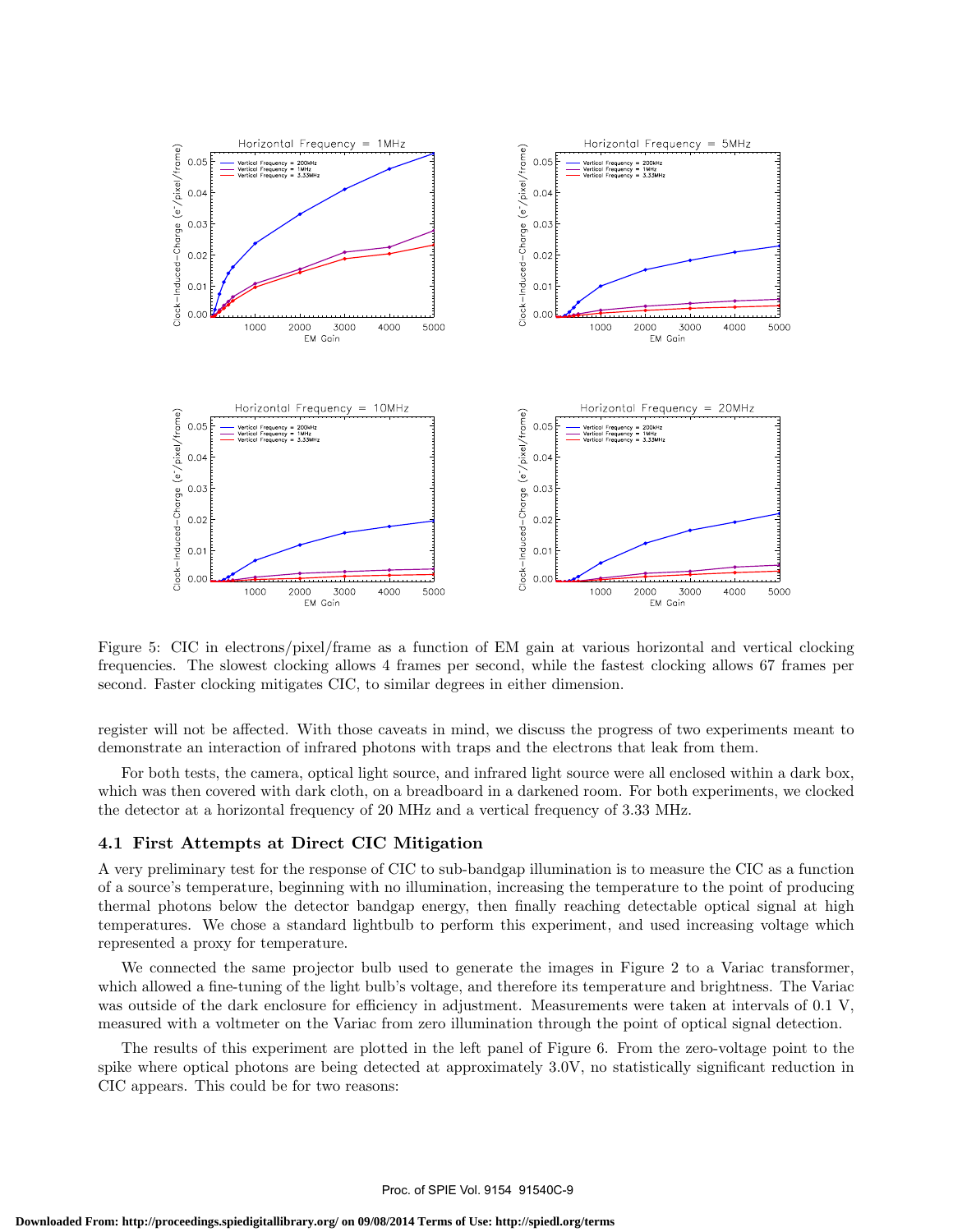Figure 5: CIC in electrons/pixel/frame as a function of EM gain at various horizontal and vertical clocking frequencies. The slowest clocking allows 4 frames per second, while the fastest clocking allows 67 frames per second. Faster clocking mitigates CIC, to similar degrees in either dimension.

register will not be affected. With those caveats in mind, we discuss the progress of two experiments meant to demonstrate an interaction of infrared photons with traps and the electrons that leak from them.

For both tests, the camera, optical light source, and infrared light source were all enclosed within a dark box, which was then covered with dark cloth, on a breadboard in a darkened room. For both experiments, we clocked the detector at a horizontal frequency of 20 MHz and a vertical frequency of 3.33 MHz.

### 4.1 First Attempts at Direct CIC Mitigation

A very preliminary test for the response of CIC to sub-bandgap illumination is to measure the CIC as a function of a source's temperature, beginning with no illumination, increasing the temperature to the point of producing thermal photons below the detector bandgap energy, then finally reaching detectable optical signal at high temperatures. We chose a standard lightbulb to perform this experiment, and used increasing voltage which represented a proxy for temperature.

We connected the same projector bulb used to generate the images in Figure 2 to a Variac transformer, which allowed a fine-tuning of the light bulb's voltage, and therefore its temperature and brightness. The Variac was outside of the dark enclosure for efficiency in adjustment. Measurements were taken at intervals of 0.1 V, measured with a voltmeter on the Variac from zero illumination through the point of optical signal detection.

The results of this experiment are plotted in the left panel of Figure 6. From the zero-voltage point to the spike where optical photons are being detected at approximately 3.0V, no statistically significant reduction in CIC appears. This could be for two reasons: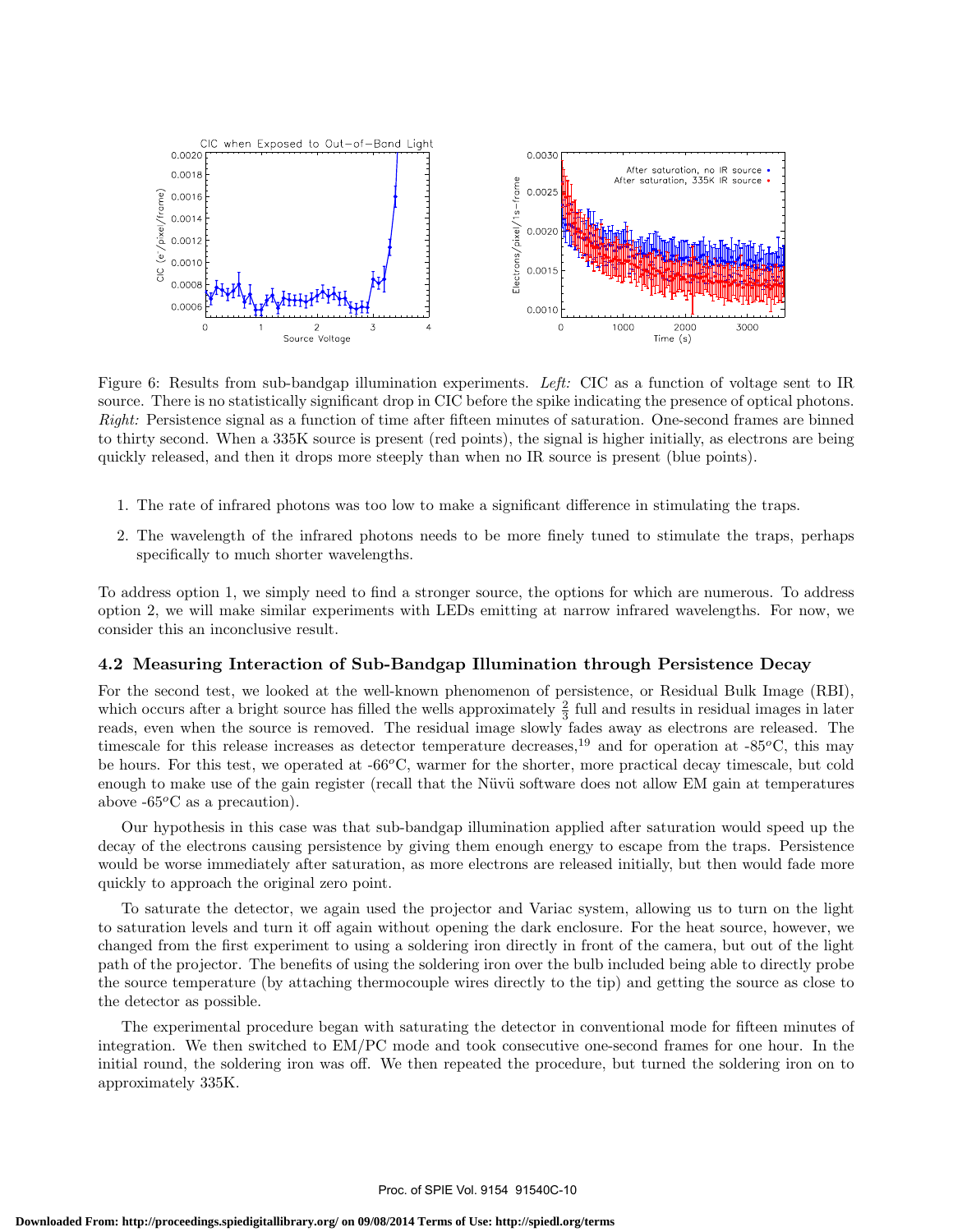CIC when Exposed to Out-of-Band Light

0.0020
0.0018
0.0016
0.0014
0.0012
0.0010
0.0008
0.0006

CIC (e⁻/pixel/frame)

0 1 2 3 4

Source Voltage

0.0030
0.0025
0.0020
0.0015
0.0010

Electrons/pixel/1s-frame

After saturation, no IR source
After saturation, 335K IR source

0 1000 2000 3000

Time (s)

Figure 6: Results from sub-bandgap illumination experiments. *Left:* CIC as a function of voltage sent to IR source. There is no statistically significant drop in CIC before the spike indicating the presence of optical photons. *Right:* Persistence signal as a function of time after fifteen minutes of saturation. One-second frames are binned to thirty second. When a 335K source is present (red points), the signal is higher initially, as electrons are being quickly released, and then it drops more steeply than when no IR source is present (blue points).

1. The rate of infrared photons was too low to make a significant difference in stimulating the traps.
2. The wavelength of the infrared photons needs to be more finely tuned to stimulate the traps, perhaps specifically to much shorter wavelengths.

To address option 1, we simply need to find a stronger source, the options for which are numerous. To address option 2, we will make similar experiments with LEDs emitting at narrow infrared wavelengths. For now, we consider this an inconclusive result.

### 4.2 Measuring Interaction of Sub-Bandgap Illumination through Persistence Decay

For the second test, we looked at the well-known phenomenon of persistence, or Residual Bulk Image (RBI), which occurs after a bright source has filled the wells approximately $\frac{2}{3}$ full and results in residual images in later reads, even when the source is removed. The residual image slowly fades away as electrons are released. The timescale for this release increases as detector temperature decreases,[19] and for operation at -85$^o$C, this may be hours. For this test, we operated at -66$^o$C, warmer for the shorter, more practical decay timescale, but cold enough to make use of the gain register (recall that the Nüvü software does not allow EM gain at temperatures above -65$^o$C as a precaution).

Our hypothesis in this case was that sub-bandgap illumination applied after saturation would speed up the decay of the electrons causing persistence by giving them enough energy to escape from the traps. Persistence would be worse immediately after saturation, as more electrons are released initially, but then would fade more quickly to approach the original zero point.

To saturate the detector, we again used the projector and Variac system, allowing us to turn on the light to saturation levels and turn it off again without opening the dark enclosure. For the heat source, however, we changed from the first experiment to using a soldering iron directly in front of the camera, but out of the light path of the projector. The benefits of using the soldering iron over the bulb included being able to directly probe the source temperature (by attaching thermocouple wires directly to the tip) and getting the source as close to the detector as possible.

The experimental procedure began with saturating the detector in conventional mode for fifteen minutes of integration. We then switched to EM/PC mode and took consecutive one-second frames for one hour. In the initial round, the soldering iron was off. We then repeated the procedure, but turned the soldering iron on to approximately 335K.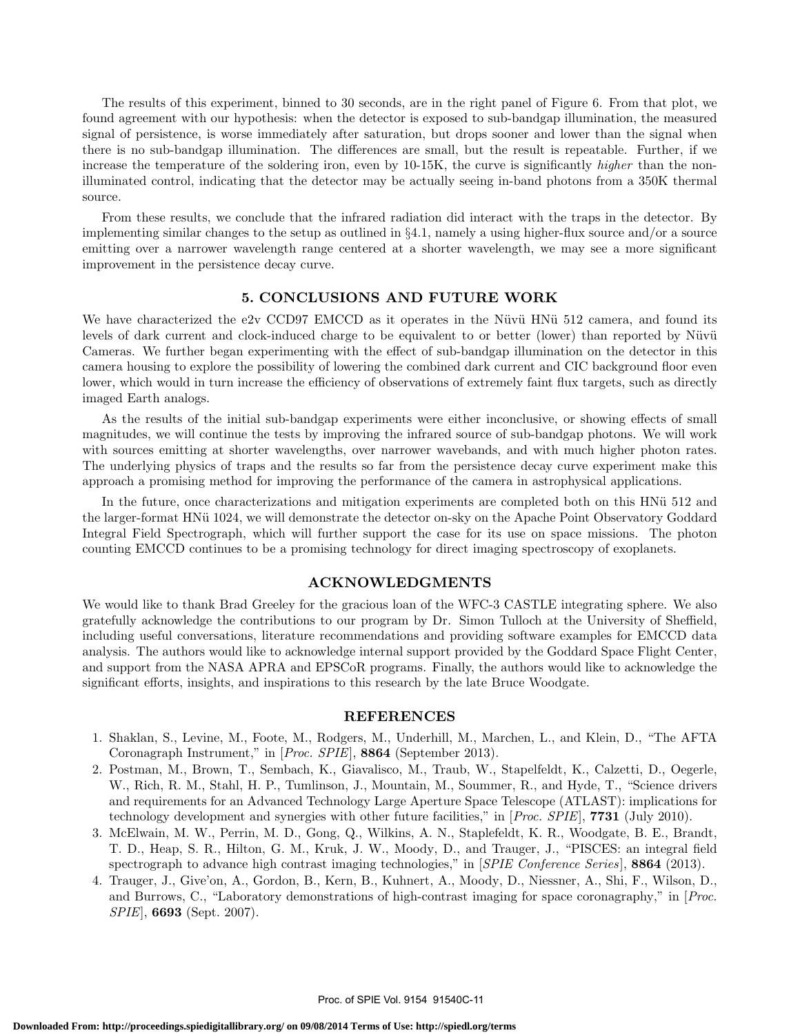The results of this experiment, binned to 30 seconds, are in the right panel of Figure 6. From that plot, we found agreement with our hypothesis: when the detector is exposed to sub-bandgap illumination, the measured signal of persistence, is worse immediately after saturation, but drops sooner and lower than the signal when there is no sub-bandgap illumination. The differences are small, but the result is repeatable. Further, if we increase the temperature of the soldering iron, even by 10-15K, the curve is significantly *higher* than the non-illuminated control, indicating that the detector may be actually seeing in-band photons from a 350K thermal source.

From these results, we conclude that the infrared radiation did interact with the traps in the detector. By implementing similar changes to the setup as outlined in §4.1, namely a using higher-flux source and/or a source emitting over a narrower wavelength range centered at a shorter wavelength, we may see a more significant improvement in the persistence decay curve.

## 5. CONCLUSIONS AND FUTURE WORK

We have characterized the e2v CCD97 EMCCD as it operates in the Nüvü HNü 512 camera, and found its levels of dark current and clock-induced charge to be equivalent to or better (lower) than reported by Nüvü Cameras. We further began experimenting with the effect of sub-bandgap illumination on the detector in this camera housing to explore the possibility of lowering the combined dark current and CIC background floor even lower, which would in turn increase the efficiency of observations of extremely faint flux targets, such as directly imaged Earth analogs.

As the results of the initial sub-bandgap experiments were either inconclusive, or showing effects of small magnitudes, we will continue the tests by improving the infrared source of sub-bandgap photons. We will work with sources emitting at shorter wavelengths, over narrower wavebands, and with much higher photon rates. The underlying physics of traps and the results so far from the persistence decay curve experiment make this approach a promising method for improving the performance of the camera in astrophysical applications.

In the future, once characterizations and mitigation experiments are completed both on this HNü 512 and the larger-format HNü 1024, we will demonstrate the detector on-sky on the Apache Point Observatory Goddard Integral Field Spectrograph, which will further support the case for its use on space missions. The photon counting EMCCD continues to be a promising technology for direct imaging spectroscopy of exoplanets.

## ACKNOWLEDGMENTS

We would like to thank Brad Greeley for the gracious loan of the WFC-3 CASTLE integrating sphere. We also gratefully acknowledge the contributions to our program by Dr. Simon Tulloch at the University of Sheffield, including useful conversations, literature recommendations and providing software examples for EMCCD data analysis. The authors would like to acknowledge internal support provided by the Goddard Space Flight Center, and support from the NASA APRA and EPSCoR programs. Finally, the authors would like to acknowledge the significant efforts, insights, and inspirations to this research by the late Bruce Woodgate.

## REFERENCES

1. Shaklan, S., Levine, M., Foote, M., Rodgers, M., Underhill, M., Marchen, L., and Klein, D., "The AFTA Coronagraph Instrument," in [*Proc. SPIE*], **8864** (September 2013).
2. Postman, M., Brown, T., Sembach, K., Giavalisco, M., Traub, W., Stapelfeldt, K., Calzetti, D., Oegerle, W., Rich, R. M., Stahl, H. P., Tumlinson, J., Mountain, M., Soummer, R., and Hyde, T., "Science drivers and requirements for an Advanced Technology Large Aperture Space Telescope (ATLAST): implications for technology development and synergies with other future facilities," in [*Proc. SPIE*], **7731** (July 2010).
3. McElwain, M. W., Perrin, M. D., Gong, Q., Wilkins, A. N., Staplefeldt, K. R., Woodgate, B. E., Brandt, T. D., Heap, S. R., Hilton, G. M., Kruk, J. W., Moody, D., and Trauger, J., "PISCES: an integral field spectrograph to advance high contrast imaging technologies," in [*SPIE Conference Series*], **8864** (2013).
4. Trauger, J., Give'on, A., Gordon, B., Kern, B., Kuhnert, A., Moody, D., Niessner, A., Shi, F., Wilson, D., and Burrows, C., "Laboratory demonstrations of high-contrast imaging for space coronagraphy," in [*Proc. SPIE*], **6693** (Sept. 2007).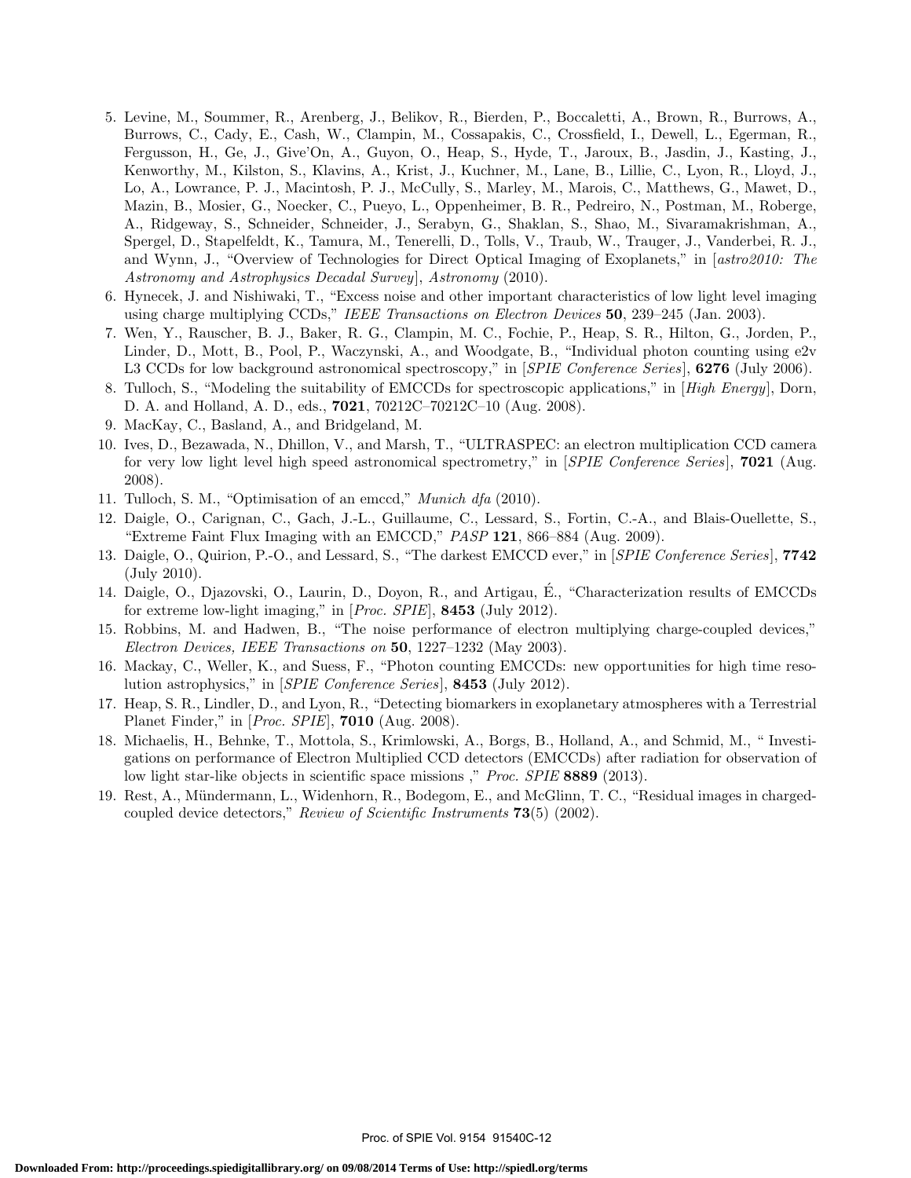5. Levine, M., Soummer, R., Arenberg, J., Belikov, R., Bierden, P., Boccaletti, A., Brown, R., Burrows, A., Burrows, C., Cady, E., Cash, W., Clampin, M., Cossapakis, C., Crossfield, I., Dewell, L., Egerman, R., Fergusson, H., Ge, J., Give'On, A., Guyon, O., Heap, S., Hyde, T., Jaroux, B., Jasdin, J., Kasting, J., Kenworthy, M., Kilston, S., Klavins, A., Krist, J., Kuchner, M., Lane, B., Lillie, C., Lyon, R., Lloyd, J., Lo, A., Lowrance, P. J., Macintosh, P. J., McCully, S., Marley, M., Marois, C., Matthews, G., Mawet, D., Mazin, B., Mosier, G., Noecker, C., Pueyo, L., Oppenheimer, B. R., Pedreiro, N., Postman, M., Roberge, A., Ridgeway, S., Schneider, Schneider, J., Serabyn, G., Shaklan, S., Shao, M., Sivaramakrishman, A., Spergel, D., Stapelfeldt, K., Tamura, M., Tenerelli, D., Tolls, V., Traub, W., Trauger, J., Vanderbei, R. J., and Wynn, J., "Overview of Technologies for Direct Optical Imaging of Exoplanets," in [*astro2010: The Astronomy and Astrophysics Decadal Survey*], *Astronomy* (2010).
6. Hynecek, J. and Nishiwaki, T., "Excess noise and other important characteristics of low light level imaging using charge multiplying CCDs," *IEEE Transactions on Electron Devices* **50**, 239–245 (Jan. 2003).
7. Wen, Y., Rauscher, B. J., Baker, R. G., Clampin, M. C., Fochie, P., Heap, S. R., Hilton, G., Jorden, P., Linder, D., Mott, B., Pool, P., Waczynski, A., and Woodgate, B., "Individual photon counting using e2v L3 CCDs for low background astronomical spectroscopy," in [*SPIE Conference Series*], **6276** (July 2006).
8. Tulloch, S., "Modeling the suitability of EMCCDs for spectroscopic applications," in [*High Energy*], Dorn, D. A. and Holland, A. D., eds., **7021**, 70212C–70212C–10 (Aug. 2008).
9. MacKay, C., Basland, A., and Bridgeland, M.
10. Ives, D., Bezawada, N., Dhillon, V., and Marsh, T., "ULTRASPEC: an electron multiplication CCD camera for very low light level high speed astronomical spectrometry," in [*SPIE Conference Series*], **7021** (Aug. 2008).
11. Tulloch, S. M., "Optimisation of an emccd," *Munich dfa* (2010).
12. Daigle, O., Carignan, C., Gach, J.-L., Guillaume, C., Lessard, S., Fortin, C.-A., and Blais-Ouellette, S., "Extreme Faint Flux Imaging with an EMCCD," *PASP* **121**, 866–884 (Aug. 2009).
13. Daigle, O., Quirion, P.-O., and Lessard, S., "The darkest EMCCD ever," in [*SPIE Conference Series*], **7742** (July 2010).
14. Daigle, O., Djazovski, O., Laurin, D., Doyon, R., and Artigau, É., "Characterization results of EMCCDs for extreme low-light imaging," in [*Proc. SPIE*], **8453** (July 2012).
15. Robbins, M. and Hadwen, B., "The noise performance of electron multiplying charge-coupled devices," *Electron Devices, IEEE Transactions on* **50**, 1227–1232 (May 2003).
16. Mackay, C., Weller, K., and Suess, F., "Photon counting EMCCDs: new opportunities for high time resolution astrophysics," in [*SPIE Conference Series*], **8453** (July 2012).
17. Heap, S. R., Lindler, D., and Lyon, R., "Detecting biomarkers in exoplanetary atmospheres with a Terrestrial Planet Finder," in [*Proc. SPIE*], **7010** (Aug. 2008).
18. Michaelis, H., Behnke, T., Mottola, S., Krimlowski, A., Borgs, B., Holland, A., and Schmid, M., " Investigations on performance of Electron Multiplied CCD detectors (EMCCDs) after radiation for observation of low light star-like objects in scientific space missions ," *Proc. SPIE* **8889** (2013).
19. Rest, A., Mündermann, L., Widenhorn, R., Bodegom, E., and McGlinn, T. C., "Residual images in charged-coupled device detectors," *Review of Scientific Instruments* **73**(5) (2002).